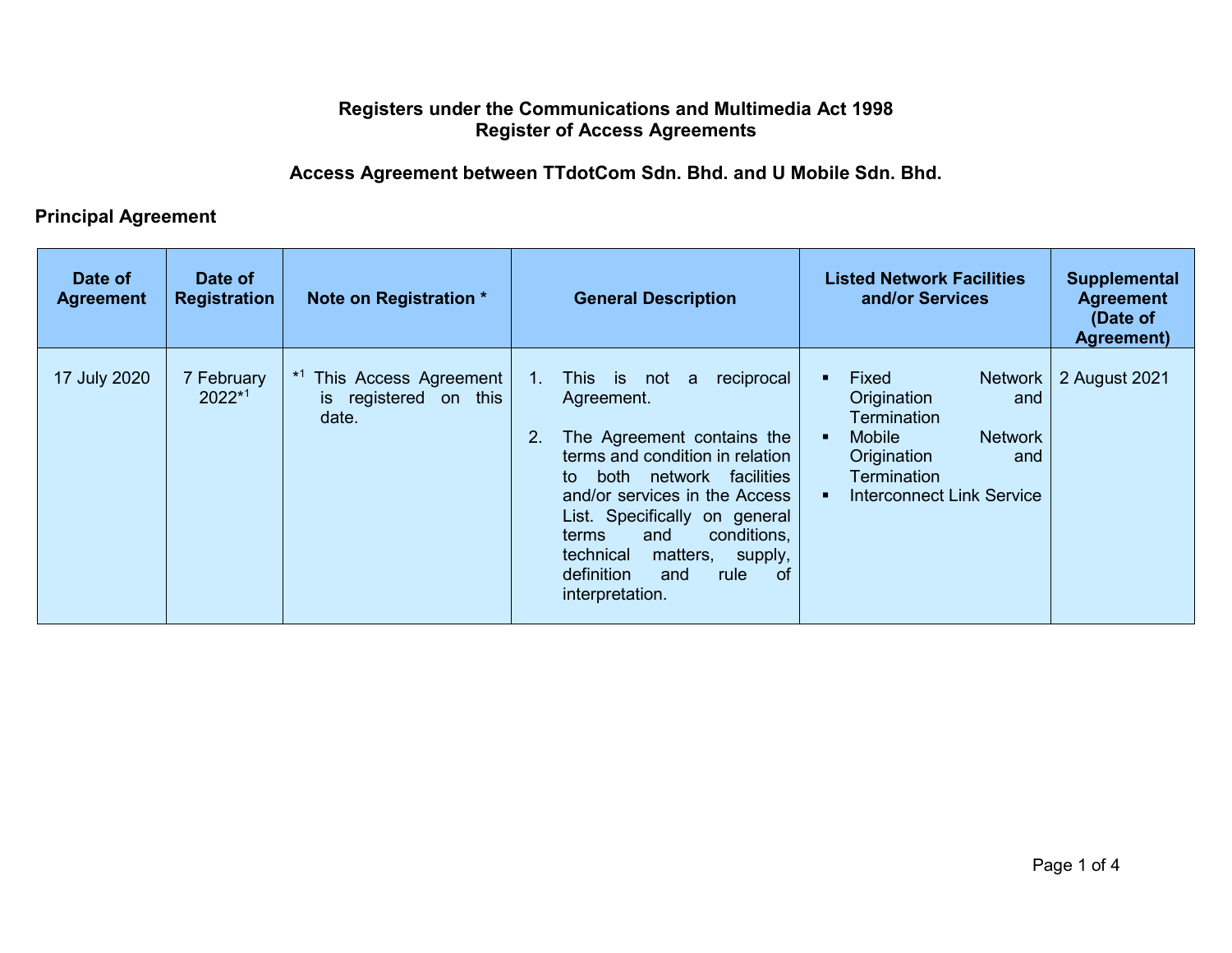# Registers under the Communications and Multimedia Act 1998
# Register of Access Agreements

## Access Agreement between TTdotCom Sdn. Bhd. and U Mobile Sdn. Bhd.

### Principal Agreement

| Date of Agreement | Date of Registration | Note on Registration * | General Description | Listed Network Facilities and/or Services | Supplemental Agreement (Date of Agreement) |
|---|---|---|---|---|---|
| 17 July 2020 | 7 February 2022*[1] | *[1] This Access Agreement is registered on this date. | 1. This is not a reciprocal Agreement.<br><br>2. The Agreement contains the terms and condition in relation to both network facilities and/or services in the Access List. Specifically on general terms and conditions, technical matters, supply, definition and rule of interpretation. | ▪ Fixed Network Origination and Termination<br>▪ Mobile Network Origination and Termination<br>▪ Interconnect Link Service | 2 August 2021 |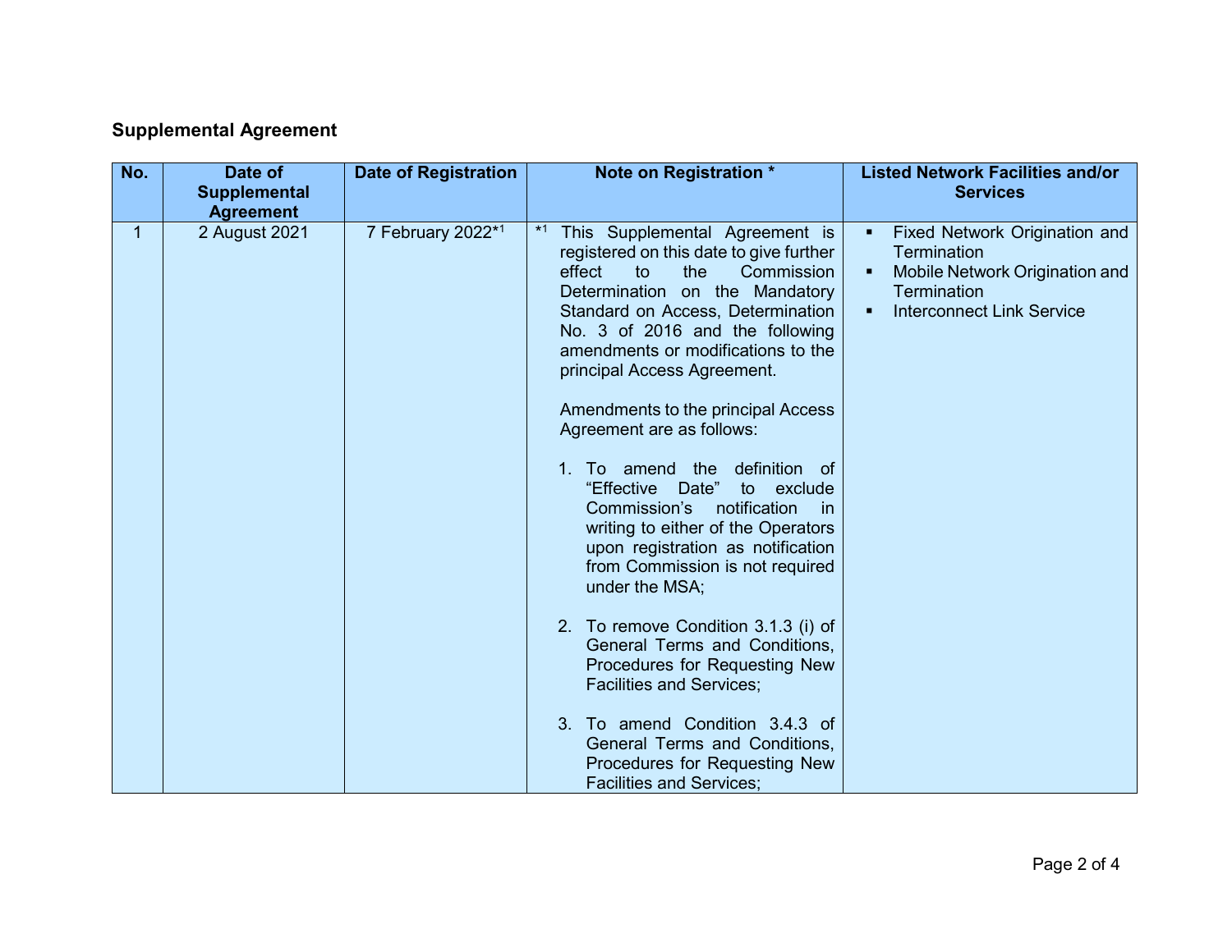## Supplemental Agreement

| No. | Date of Supplemental Agreement | Date of Registration | Note on Registration * | Listed Network Facilities and/or Services |
|---|---|---|---|---|
| 1 | 2 August 2021 | 7 February 2022*[1] | *[1] This Supplemental Agreement is registered on this date to give further effect to the Commission Determination on the Mandatory Standard on Access, Determination No. 3 of 2016 and the following amendments or modifications to the principal Access Agreement.<br><br>Amendments to the principal Access Agreement are as follows:<br><br>1. To amend the definition of "Effective Date" to exclude Commission's notification in writing to either of the Operators upon registration as notification from Commission is not required under the MSA;<br><br>2. To remove Condition 3.1.3 (i) of General Terms and Conditions, Procedures for Requesting New Facilities and Services;<br><br>3. To amend Condition 3.4.3 of General Terms and Conditions, Procedures for Requesting New Facilities and Services; | ▪ Fixed Network Origination and Termination<br>▪ Mobile Network Origination and Termination<br>▪ Interconnect Link Service |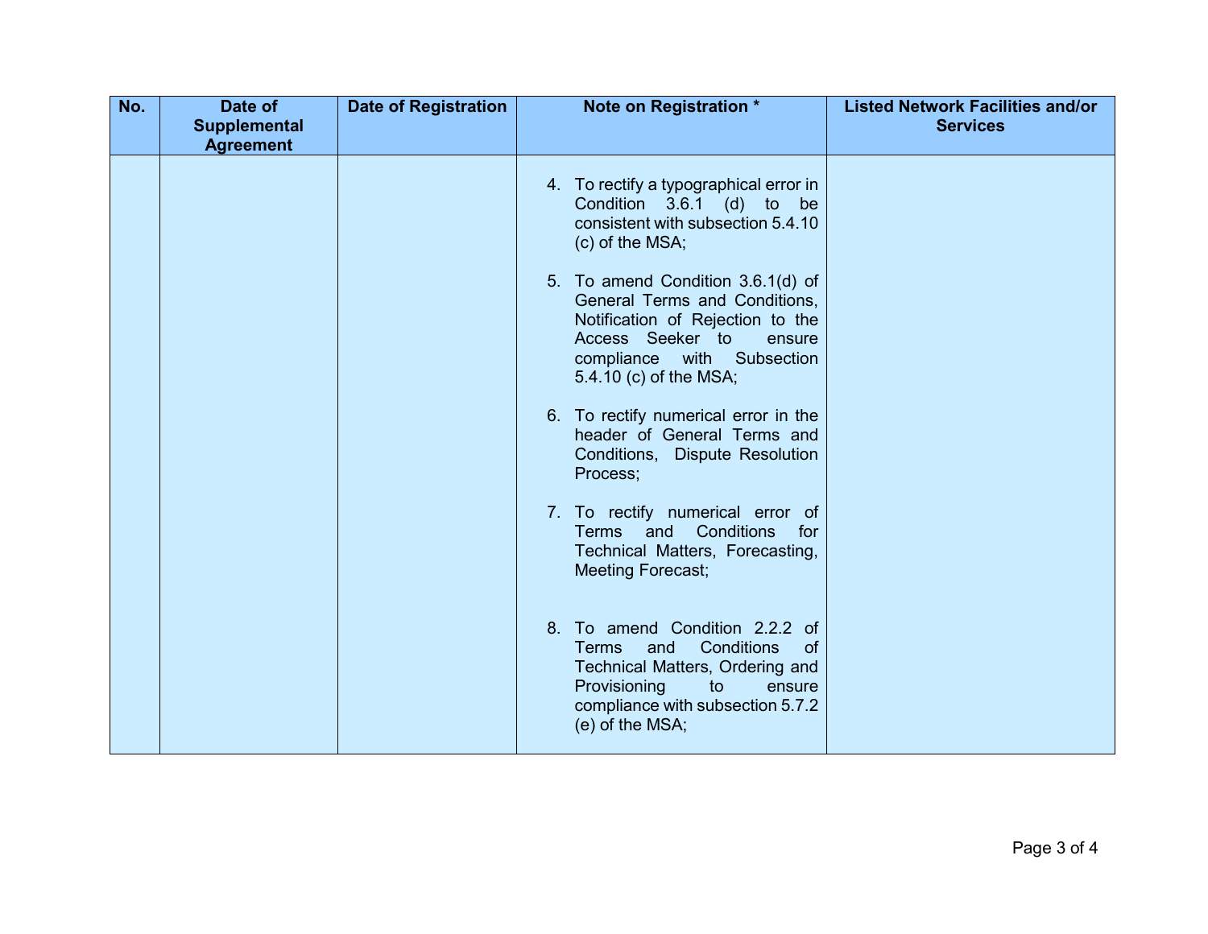| No. | Date of Supplemental Agreement | Date of Registration | Note on Registration * | Listed Network Facilities and/or Services |
|---|---|---|---|---|
| | | | 4. To rectify a typographical error in Condition 3.6.1 (d) to be consistent with subsection 5.4.10 (c) of the MSA;<br><br>5. To amend Condition 3.6.1(d) of General Terms and Conditions, Notification of Rejection to the Access Seeker to ensure compliance with Subsection 5.4.10 (c) of the MSA;<br><br>6. To rectify numerical error in the header of General Terms and Conditions, Dispute Resolution Process;<br><br>7. To rectify numerical error of Terms and Conditions for Technical Matters, Forecasting, Meeting Forecast;<br><br>8. To amend Condition 2.2.2 of Terms and Conditions of Technical Matters, Ordering and Provisioning to ensure compliance with subsection 5.7.2 (e) of the MSA; | |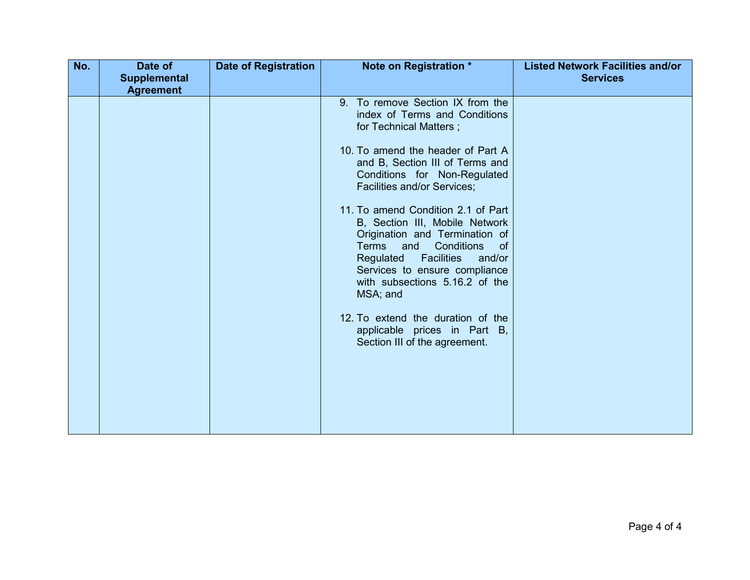| No. | Date of Supplemental Agreement | Date of Registration | Note on Registration * | Listed Network Facilities and/or Services |
|---|---|---|---|---|
| | | | 9. To remove Section IX from the index of Terms and Conditions for Technical Matters ;<br><br>10. To amend the header of Part A and B, Section III of Terms and Conditions for Non-Regulated Facilities and/or Services;<br><br>11. To amend Condition 2.1 of Part B, Section III, Mobile Network Origination and Termination of Terms and Conditions of Regulated Facilities and/or Services to ensure compliance with subsections 5.16.2 of the MSA; and<br><br>12. To extend the duration of the applicable prices in Part B, Section III of the agreement. | |